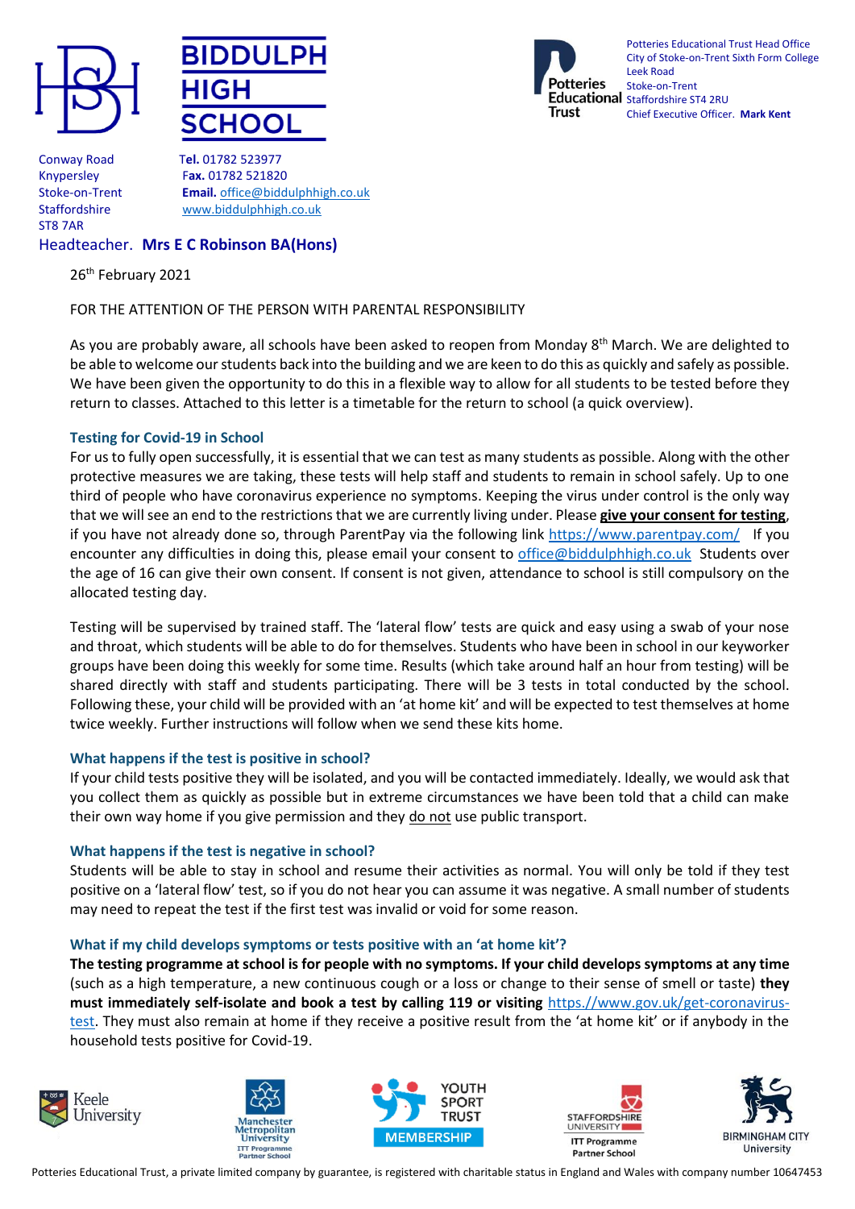# BIDDULPH HIGH SCHOOL

Conway Road
Knypersley
Stoke-on-Trent
Staffordshire
ST8 7AR

**Tel.** 01782 523977
**Fax.** 01782 521820
**Email.** office@biddulphhigh.co.uk
www.biddulphhigh.co.uk

Headteacher. **Mrs E C Robinson BA(Hons)**

Potteries Educational Trust

Potteries Educational Trust Head Office
City of Stoke-on-Trent Sixth Form College
Leek Road
Stoke-on-Trent
Staffordshire ST4 2RU
Chief Executive Officer. **Mark Kent**

26th February 2021

FOR THE ATTENTION OF THE PERSON WITH PARENTAL RESPONSIBILITY

As you are probably aware, all schools have been asked to reopen from Monday 8th March. We are delighted to be able to welcome our students back into the building and we are keen to do this as quickly and safely as possible. We have been given the opportunity to do this in a flexible way to allow for all students to be tested before they return to classes. Attached to this letter is a timetable for the return to school (a quick overview).

### Testing for Covid-19 in School

For us to fully open successfully, it is essential that we can test as many students as possible. Along with the other protective measures we are taking, these tests will help staff and students to remain in school safely. Up to one third of people who have coronavirus experience no symptoms. Keeping the virus under control is the only way that we will see an end to the restrictions that we are currently living under. Please **give your consent for testing**, if you have not already done so, through ParentPay via the following link https://www.parentpay.com/ If you encounter any difficulties in doing this, please email your consent to office@biddulphhigh.co.uk Students over the age of 16 can give their own consent. If consent is not given, attendance to school is still compulsory on the allocated testing day.

Testing will be supervised by trained staff. The 'lateral flow' tests are quick and easy using a swab of your nose and throat, which students will be able to do for themselves. Students who have been in school in our keyworker groups have been doing this weekly for some time. Results (which take around half an hour from testing) will be shared directly with staff and students participating. There will be 3 tests in total conducted by the school. Following these, your child will be provided with an 'at home kit' and will be expected to test themselves at home twice weekly. Further instructions will follow when we send these kits home.

### What happens if the test is positive in school?

If your child tests positive they will be isolated, and you will be contacted immediately. Ideally, we would ask that you collect them as quickly as possible but in extreme circumstances we have been told that a child can make their own way home if you give permission and they do not use public transport.

### What happens if the test is negative in school?

Students will be able to stay in school and resume their activities as normal. You will only be told if they test positive on a 'lateral flow' test, so if you do not hear you can assume it was negative. A small number of students may need to repeat the test if the first test was invalid or void for some reason.

### What if my child develops symptoms or tests positive with an 'at home kit'?

**The testing programme at school is for people with no symptoms. If your child develops symptoms at any time** (such as a high temperature, a new continuous cough or a loss or change to their sense of smell or taste) **they must immediately self-isolate and book a test by calling 119 or visiting** https://www.gov.uk/get-coronavirus-test. They must also remain at home if they receive a positive result from the 'at home kit' or if anybody in the household tests positive for Covid-19.

Keele University | Manchester Metropolitan University ITT Programme Partner School | Youth Sport Trust Membership | Staffordshire University ITT Programme Partner School | Birmingham City University

Potteries Educational Trust, a private limited company by guarantee, is registered with charitable status in England and Wales with company number 10647453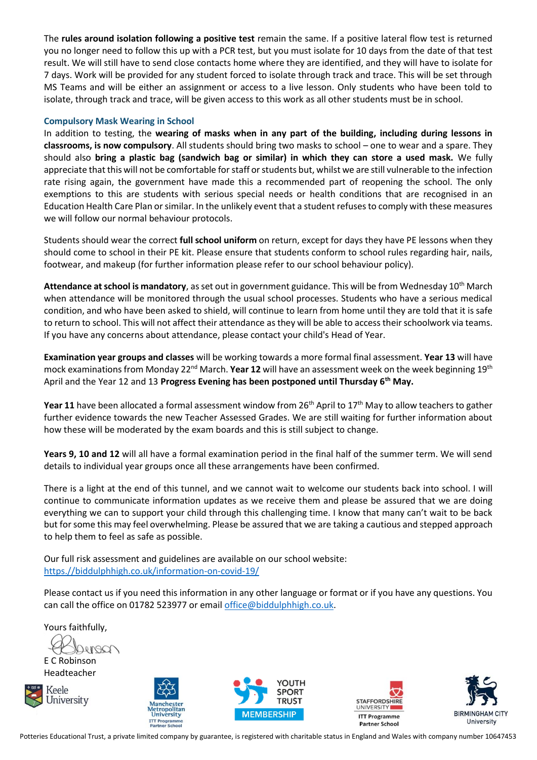The **rules around isolation following a positive test** remain the same. If a positive lateral flow test is returned you no longer need to follow this up with a PCR test, but you must isolate for 10 days from the date of that test result. We will still have to send close contacts home where they are identified, and they will have to isolate for 7 days. Work will be provided for any student forced to isolate through track and trace. This will be set through MS Teams and will be either an assignment or access to a live lesson. Only students who have been told to isolate, through track and trace, will be given access to this work as all other students must be in school.

### Compulsory Mask Wearing in School

In addition to testing, the **wearing of masks when in any part of the building, including during lessons in classrooms, is now compulsory**. All students should bring two masks to school – one to wear and a spare. They should also **bring a plastic bag (sandwich bag or similar) in which they can store a used mask.** We fully appreciate that this will not be comfortable for staff or students but, whilst we are still vulnerable to the infection rate rising again, the government have made this a recommended part of reopening the school. The only exemptions to this are students with serious special needs or health conditions that are recognised in an Education Health Care Plan or similar. In the unlikely event that a student refuses to comply with these measures we will follow our normal behaviour protocols.

Students should wear the correct **full school uniform** on return, except for days they have PE lessons when they should come to school in their PE kit. Please ensure that students conform to school rules regarding hair, nails, footwear, and makeup (for further information please refer to our school behaviour policy).

**Attendance at school is mandatory**, as set out in government guidance. This will be from Wednesday 10th March when attendance will be monitored through the usual school processes. Students who have a serious medical condition, and who have been asked to shield, will continue to learn from home until they are told that it is safe to return to school. This will not affect their attendance as they will be able to access their schoolwork via teams. If you have any concerns about attendance, please contact your child's Head of Year.

**Examination year groups and classes** will be working towards a more formal final assessment. **Year 13** will have mock examinations from Monday 22nd March. **Year 12** will have an assessment week on the week beginning 19th April and the Year 12 and 13 **Progress Evening has been postponed until Thursday 6th May.**

**Year 11** have been allocated a formal assessment window from 26th April to 17th May to allow teachers to gather further evidence towards the new Teacher Assessed Grades. We are still waiting for further information about how these will be moderated by the exam boards and this is still subject to change.

**Years 9, 10 and 12** will all have a formal examination period in the final half of the summer term. We will send details to individual year groups once all these arrangements have been confirmed.

There is a light at the end of this tunnel, and we cannot wait to welcome our students back into school. I will continue to communicate information updates as we receive them and please be assured that we are doing everything we can to support your child through this challenging time. I know that many can't wait to be back but for some this may feel overwhelming. Please be assured that we are taking a cautious and stepped approach to help them to feel as safe as possible.

Our full risk assessment and guidelines are available on our school website:
https://biddulphhigh.co.uk/information-on-covid-19/

Please contact us if you need this information in any other language or format or if you have any questions. You can call the office on 01782 523977 or email office@biddulphhigh.co.uk.

Yours faithfully,

E C Robinson
Headteacher

Keele University | Manchester Metropolitan University ITT Programme Partner School | Youth Sport Trust Membership | Staffordshire University ITT Programme Partner School | Birmingham City University

Potteries Educational Trust, a private limited company by guarantee, is registered with charitable status in England and Wales with company number 10647453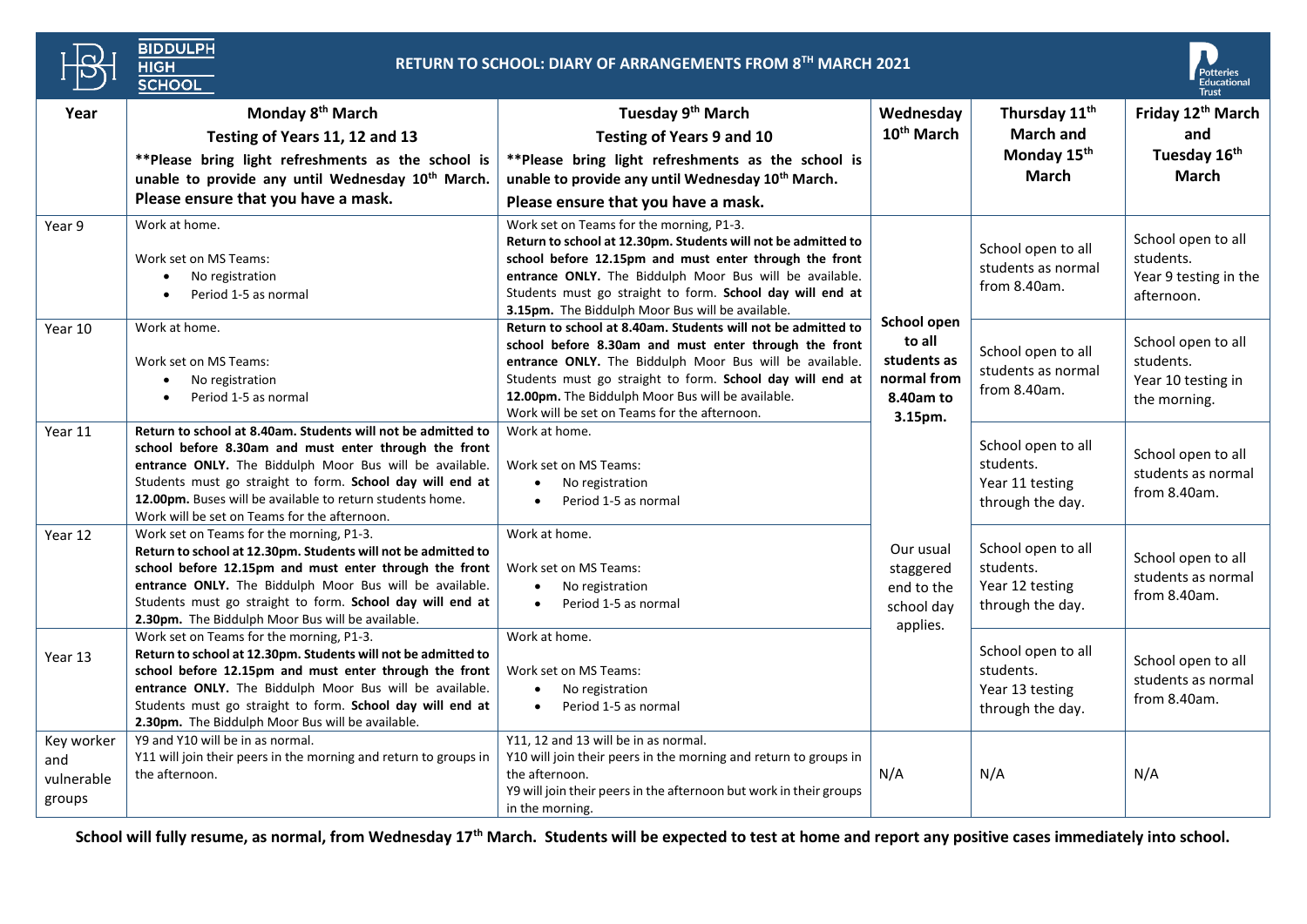BIDDULPH HIGH SCHOOL

# RETURN TO SCHOOL: DIARY OF ARRANGEMENTS FROM 8TH MARCH 2021

Potteries Educational Trust

| Year | Monday 8th March<br>Testing of Years 11, 12 and 13<br>**Please bring light refreshments as the school is unable to provide any until Wednesday 10th March. Please ensure that you have a mask.** | Tuesday 9th March<br>Testing of Years 9 and 10<br>**Please bring light refreshments as the school is unable to provide any until Wednesday 10th March. Please ensure that you have a mask.** | Wednesday 10th March | Thursday 11th March and Monday 15th March | Friday 12th March and Tuesday 16th March |
|---|---|---|---|---|---|
| Year 9 | Work at home.<br>Work set on MS Teams:<br>• No registration<br>• Period 1-5 as normal | Work set on Teams for the morning, P1-3.<br>**Return to school at 12.30pm. Students will not be admitted to school before 12.15pm and must enter through the front entrance ONLY.** The Biddulph Moor Bus will be available. Students must go straight to form. **School day will end at 3.15pm.** The Biddulph Moor Bus will be available. | **School open to all students as normal from 8.40am to 3.15pm.** | School open to all students as normal from 8.40am. | School open to all students.<br>Year 9 testing in the afternoon. |
| Year 10 | Work at home.<br>Work set on MS Teams:<br>• No registration<br>• Period 1-5 as normal | **Return to school at 8.40am. Students will not be admitted to school before 8.30am and must enter through the front entrance ONLY.** The Biddulph Moor Bus will be available. Students must go straight to form. **School day will end at 12.00pm.** The Biddulph Moor Bus will be available.<br>Work will be set on Teams for the afternoon. | | School open to all students as normal from 8.40am. | School open to all students.<br>Year 10 testing in the morning. |
| Year 11 | **Return to school at 8.40am. Students will not be admitted to school before 8.30am and must enter through the front entrance ONLY.** The Biddulph Moor Bus will be available. Students must go straight to form. **School day will end at 12.00pm.** Buses will be available to return students home.<br>Work will be set on Teams for the afternoon. | Work at home.<br>Work set on MS Teams:<br>• No registration<br>• Period 1-5 as normal | | School open to all students.<br>Year 11 testing through the day. | School open to all students as normal from 8.40am. |
| Year 12 | Work set on Teams for the morning, P1-3.<br>**Return to school at 12.30pm. Students will not be admitted to school before 12.15pm and must enter through the front entrance ONLY.** The Biddulph Moor Bus will be available. Students must go straight to form. **School day will end at 2.30pm.** The Biddulph Moor Bus will be available. | Work at home.<br>Work set on MS Teams:<br>• No registration<br>• Period 1-5 as normal | Our usual staggered end to the school day applies. | School open to all students.<br>Year 12 testing through the day. | School open to all students as normal from 8.40am. |
| Year 13 | Work set on Teams for the morning, P1-3.<br>**Return to school at 12.30pm. Students will not be admitted to school before 12.15pm and must enter through the front entrance ONLY.** The Biddulph Moor Bus will be available. Students must go straight to form. **School day will end at 2.30pm.** The Biddulph Moor Bus will be available. | Work at home.<br>Work set on MS Teams:<br>• No registration<br>• Period 1-5 as normal | | School open to all students.<br>Year 13 testing through the day. | School open to all students as normal from 8.40am. |
| Key worker and vulnerable groups | Y9 and Y10 will be in as normal.<br>Y11 will join their peers in the morning and return to groups in the afternoon. | Y11, 12 and 13 will be in as normal.<br>Y10 will join their peers in the morning and return to groups in the afternoon.<br>Y9 will join their peers in the afternoon but work in their groups in the morning. | N/A | N/A | N/A |

**School will fully resume, as normal, from Wednesday 17th March. Students will be expected to test at home and report any positive cases immediately into school.**